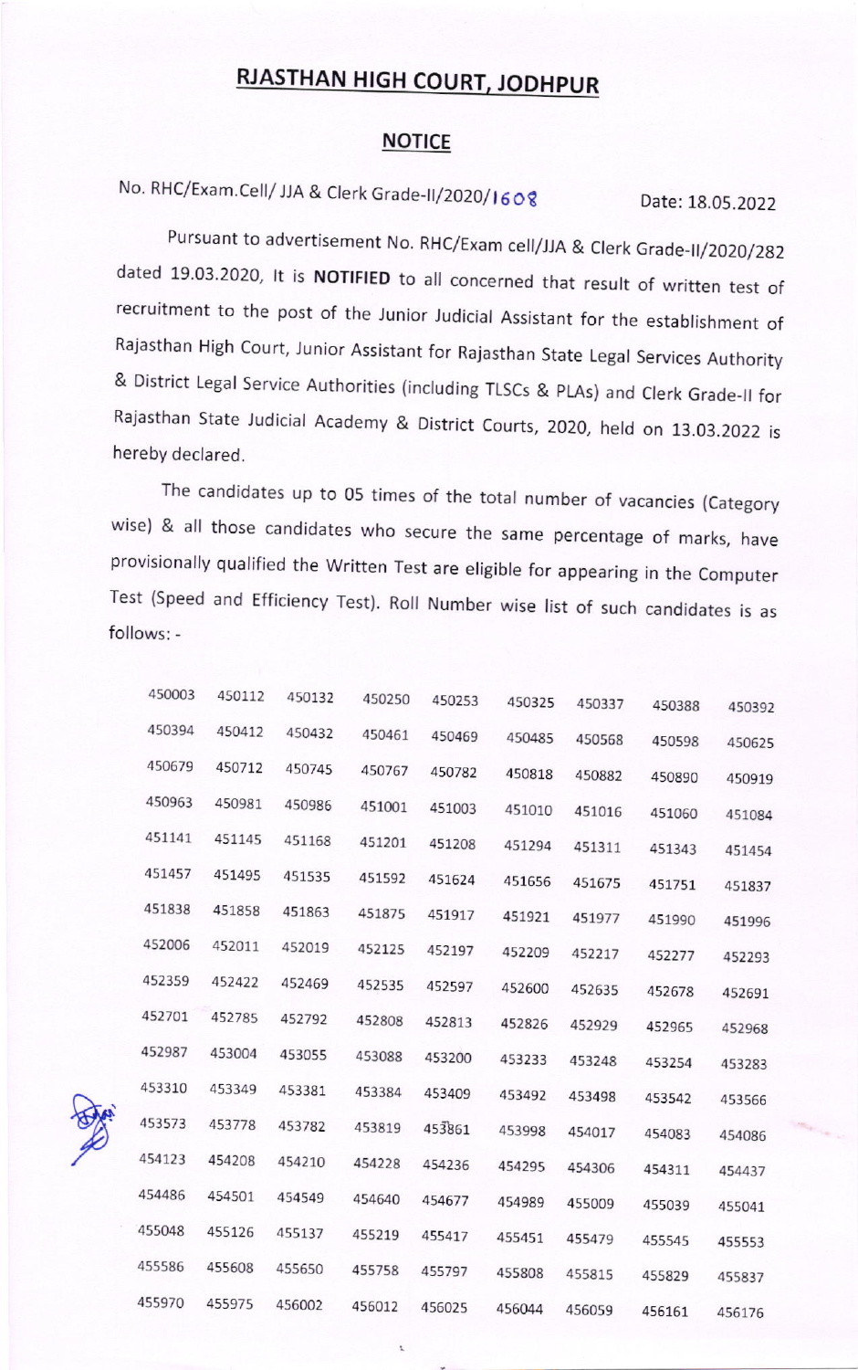# RJASTHAN HIGH COURT, JODHPUR

## NOTICE

No. RHC/Exam.Cell/ JJA & Clerk Grade-II/2020/1608 Date: 18.05.2022

Pursuant to advertisement No. RHC/Exam cell/JJA & Clerk Grade-II/2020/282 dated 19.03.2020, It is **NOTIFIED** to all concerned that result of written test of recruitment to the post of the Junior Judicial Assistant for the establishment of Rajasthan High Court, Junior Assistant for Rajasthan State Legal Services Authority & District Legal Service Authorities (including TLSCs & PLAs) and Clerk Grade-II for Rajasthan State Judicial Academy & District Courts, 2020, held on 13.03.2022 is hereby declared.

The candidates up to 05 times of the total number of vacancies (Category wise) & all those candidates who secure the same percentage of marks, have provisionally qualified the Written Test are eligible for appearing in the Computer Test (Speed and Efficiency Test). Roll Number wise list of such candidates is as follows: -

| | | | | | | | | |
|---|---|---|---|---|---|---|---|---|
| 450003 | 450112 | 450132 | 450250 | 450253 | 450325 | 450337 | 450388 | 450392 |
| 450394 | 450412 | 450432 | 450461 | 450469 | 450485 | 450568 | 450598 | 450625 |
| 450679 | 450712 | 450745 | 450767 | 450782 | 450818 | 450882 | 450890 | 450919 |
| 450963 | 450981 | 450986 | 451001 | 451003 | 451010 | 451016 | 451060 | 451084 |
| 451141 | 451145 | 451168 | 451201 | 451208 | 451294 | 451311 | 451343 | 451454 |
| 451457 | 451495 | 451535 | 451592 | 451624 | 451656 | 451675 | 451751 | 451837 |
| 451838 | 451858 | 451863 | 451875 | 451917 | 451921 | 451977 | 451990 | 451996 |
| 452006 | 452011 | 452019 | 452125 | 452197 | 452209 | 452217 | 452277 | 452293 |
| 452359 | 452422 | 452469 | 452535 | 452597 | 452600 | 452635 | 452678 | 452691 |
| 452701 | 452785 | 452792 | 452808 | 452813 | 452826 | 452929 | 452965 | 452968 |
| 452987 | 453004 | 453055 | 453088 | 453200 | 453233 | 453248 | 453254 | 453283 |
| 453310 | 453349 | 453381 | 453384 | 453409 | 453492 | 453498 | 453542 | 453566 |
| 453573 | 453778 | 453782 | 453819 | 453861 | 453998 | 454017 | 454083 | 454086 |
| 454123 | 454208 | 454210 | 454228 | 454236 | 454295 | 454306 | 454311 | 454437 |
| 454486 | 454501 | 454549 | 454640 | 454677 | 454989 | 455009 | 455039 | 455041 |
| 455048 | 455126 | 455137 | 455219 | 455417 | 455451 | 455479 | 455545 | 455553 |
| 455586 | 455608 | 455650 | 455758 | 455797 | 455808 | 455815 | 455829 | 455837 |
| 455970 | 455975 | 456002 | 456012 | 456025 | 456044 | 456059 | 456161 | 456176 |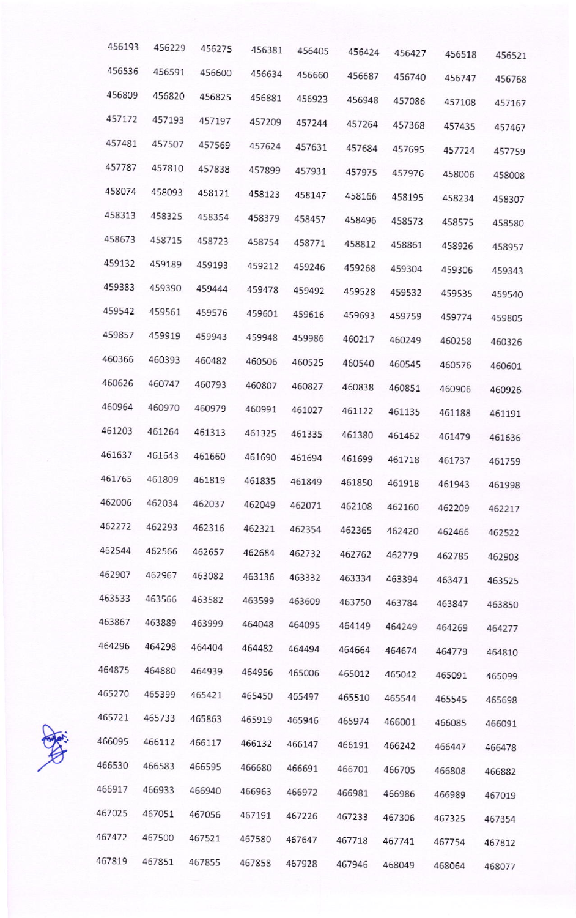| | | | | | | | | |
|---|---|---|---|---|---|---|---|---|
| 456193 | 456229 | 456275 | 456381 | 456405 | 456424 | 456427 | 456518 | 456521 |
| 456536 | 456591 | 456600 | 456634 | 456660 | 456687 | 456740 | 456747 | 456768 |
| 456809 | 456820 | 456825 | 456881 | 456923 | 456948 | 457086 | 457108 | 457167 |
| 457172 | 457193 | 457197 | 457209 | 457244 | 457264 | 457368 | 457435 | 457467 |
| 457481 | 457507 | 457569 | 457624 | 457631 | 457684 | 457695 | 457724 | 457759 |
| 457787 | 457810 | 457838 | 457899 | 457931 | 457975 | 457976 | 458006 | 458008 |
| 458074 | 458093 | 458121 | 458123 | 458147 | 458166 | 458195 | 458234 | 458307 |
| 458313 | 458325 | 458354 | 458379 | 458457 | 458496 | 458573 | 458575 | 458580 |
| 458673 | 458715 | 458723 | 458754 | 458771 | 458812 | 458861 | 458926 | 458957 |
| 459132 | 459189 | 459193 | 459212 | 459246 | 459268 | 459304 | 459306 | 459343 |
| 459383 | 459390 | 459444 | 459478 | 459492 | 459528 | 459532 | 459535 | 459540 |
| 459542 | 459561 | 459576 | 459601 | 459616 | 459693 | 459759 | 459774 | 459805 |
| 459857 | 459919 | 459943 | 459948 | 459986 | 460217 | 460249 | 460258 | 460326 |
| 460366 | 460393 | 460482 | 460506 | 460525 | 460540 | 460545 | 460576 | 460601 |
| 460626 | 460747 | 460793 | 460807 | 460827 | 460838 | 460851 | 460906 | 460926 |
| 460964 | 460970 | 460979 | 460991 | 461027 | 461122 | 461135 | 461188 | 461191 |
| 461203 | 461264 | 461313 | 461325 | 461335 | 461380 | 461462 | 461479 | 461636 |
| 461637 | 461643 | 461660 | 461690 | 461694 | 461699 | 461718 | 461737 | 461759 |
| 461765 | 461809 | 461819 | 461835 | 461849 | 461850 | 461918 | 461943 | 461998 |
| 462006 | 462034 | 462037 | 462049 | 462071 | 462108 | 462160 | 462209 | 462217 |
| 462272 | 462293 | 462316 | 462321 | 462354 | 462365 | 462420 | 462466 | 462522 |
| 462544 | 462566 | 462657 | 462684 | 462732 | 462762 | 462779 | 462785 | 462903 |
| 462907 | 462967 | 463082 | 463136 | 463332 | 463334 | 463394 | 463471 | 463525 |
| 463533 | 463566 | 463582 | 463599 | 463609 | 463750 | 463784 | 463847 | 463850 |
| 463867 | 463889 | 463999 | 464048 | 464095 | 464149 | 464249 | 464269 | 464277 |
| 464296 | 464298 | 464404 | 464482 | 464494 | 464664 | 464674 | 464779 | 464810 |
| 464875 | 464880 | 464939 | 464956 | 465006 | 465012 | 465042 | 465091 | 465099 |
| 465270 | 465399 | 465421 | 465450 | 465497 | 465510 | 465544 | 465545 | 465698 |
| 465721 | 465733 | 465863 | 465919 | 465946 | 465974 | 466001 | 466085 | 466091 |
| 466095 | 466112 | 466117 | 466132 | 466147 | 466191 | 466242 | 466447 | 466478 |
| 466530 | 466583 | 466595 | 466680 | 466691 | 466701 | 466705 | 466808 | 466882 |
| 466917 | 466933 | 466940 | 466963 | 466972 | 466981 | 466986 | 466989 | 467019 |
| 467025 | 467051 | 467056 | 467191 | 467226 | 467233 | 467306 | 467325 | 467354 |
| 467472 | 467500 | 467521 | 467580 | 467647 | 467718 | 467741 | 467754 | 467812 |
| 467819 | 467851 | 467855 | 467858 | 467928 | 467946 | 468049 | 468064 | 468077 |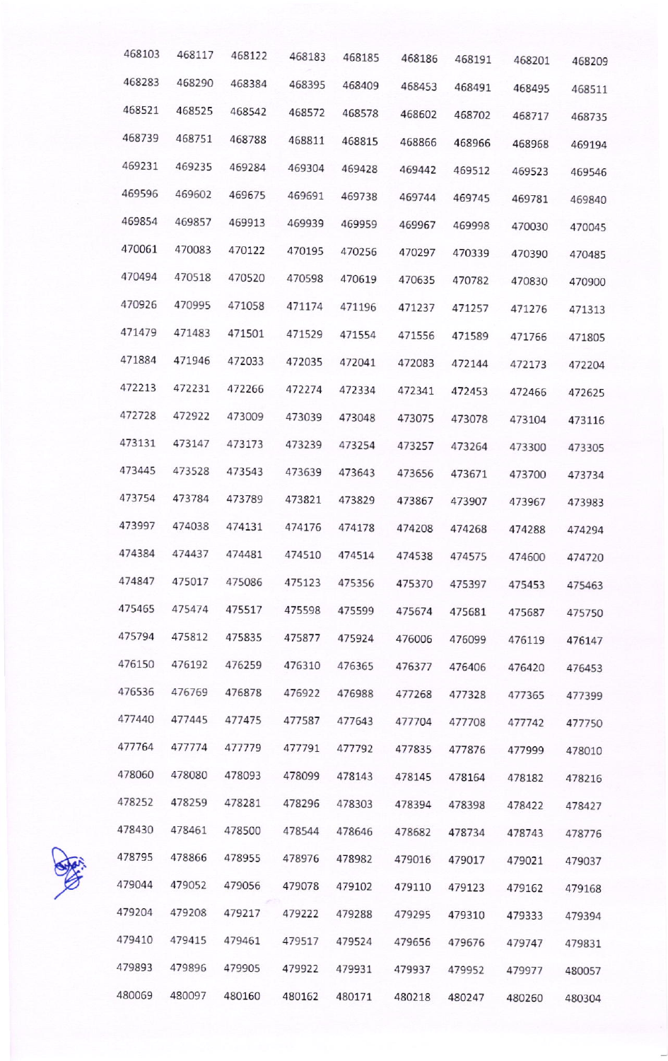| | | | | | | | | |
|---|---|---|---|---|---|---|---|---|
| 468103 | 468117 | 468122 | 468183 | 468185 | 468186 | 468191 | 468201 | 468209 |
| 468283 | 468290 | 468384 | 468395 | 468409 | 468453 | 468491 | 468495 | 468511 |
| 468521 | 468525 | 468542 | 468572 | 468578 | 468602 | 468702 | 468717 | 468735 |
| 468739 | 468751 | 468788 | 468811 | 468815 | 468866 | 468966 | 468968 | 469194 |
| 469231 | 469235 | 469284 | 469304 | 469428 | 469442 | 469512 | 469523 | 469546 |
| 469596 | 469602 | 469675 | 469691 | 469738 | 469744 | 469745 | 469781 | 469840 |
| 469854 | 469857 | 469913 | 469939 | 469959 | 469967 | 469998 | 470030 | 470045 |
| 470061 | 470083 | 470122 | 470195 | 470256 | 470297 | 470339 | 470390 | 470485 |
| 470494 | 470518 | 470520 | 470598 | 470619 | 470635 | 470782 | 470830 | 470900 |
| 470926 | 470995 | 471058 | 471174 | 471196 | 471237 | 471257 | 471276 | 471313 |
| 471479 | 471483 | 471501 | 471529 | 471554 | 471556 | 471589 | 471766 | 471805 |
| 471884 | 471946 | 472033 | 472035 | 472041 | 472083 | 472144 | 472173 | 472204 |
| 472213 | 472231 | 472266 | 472274 | 472334 | 472341 | 472453 | 472466 | 472625 |
| 472728 | 472922 | 473009 | 473039 | 473048 | 473075 | 473078 | 473104 | 473116 |
| 473131 | 473147 | 473173 | 473239 | 473254 | 473257 | 473264 | 473300 | 473305 |
| 473445 | 473528 | 473543 | 473639 | 473643 | 473656 | 473671 | 473700 | 473734 |
| 473754 | 473784 | 473789 | 473821 | 473829 | 473867 | 473907 | 473967 | 473983 |
| 473997 | 474038 | 474131 | 474176 | 474178 | 474208 | 474268 | 474288 | 474294 |
| 474384 | 474437 | 474481 | 474510 | 474514 | 474538 | 474575 | 474600 | 474720 |
| 474847 | 475017 | 475086 | 475123 | 475356 | 475370 | 475397 | 475453 | 475463 |
| 475465 | 475474 | 475517 | 475598 | 475599 | 475674 | 475681 | 475687 | 475750 |
| 475794 | 475812 | 475835 | 475877 | 475924 | 476006 | 476099 | 476119 | 476147 |
| 476150 | 476192 | 476259 | 476310 | 476365 | 476377 | 476406 | 476420 | 476453 |
| 476536 | 476769 | 476878 | 476922 | 476988 | 477268 | 477328 | 477365 | 477399 |
| 477440 | 477445 | 477475 | 477587 | 477643 | 477704 | 477708 | 477742 | 477750 |
| 477764 | 477774 | 477779 | 477791 | 477792 | 477835 | 477876 | 477999 | 478010 |
| 478060 | 478080 | 478093 | 478099 | 478143 | 478145 | 478164 | 478182 | 478216 |
| 478252 | 478259 | 478281 | 478296 | 478303 | 478394 | 478398 | 478422 | 478427 |
| 478430 | 478461 | 478500 | 478544 | 478646 | 478682 | 478734 | 478743 | 478776 |
| 478795 | 478866 | 478955 | 478976 | 478982 | 479016 | 479017 | 479021 | 479037 |
| 479044 | 479052 | 479056 | 479078 | 479102 | 479110 | 479123 | 479162 | 479168 |
| 479204 | 479208 | 479217 | 479222 | 479288 | 479295 | 479310 | 479333 | 479394 |
| 479410 | 479415 | 479461 | 479517 | 479524 | 479656 | 479676 | 479747 | 479831 |
| 479893 | 479896 | 479905 | 479922 | 479931 | 479937 | 479952 | 479977 | 480057 |
| 480069 | 480097 | 480160 | 480162 | 480171 | 480218 | 480247 | 480260 | 480304 |